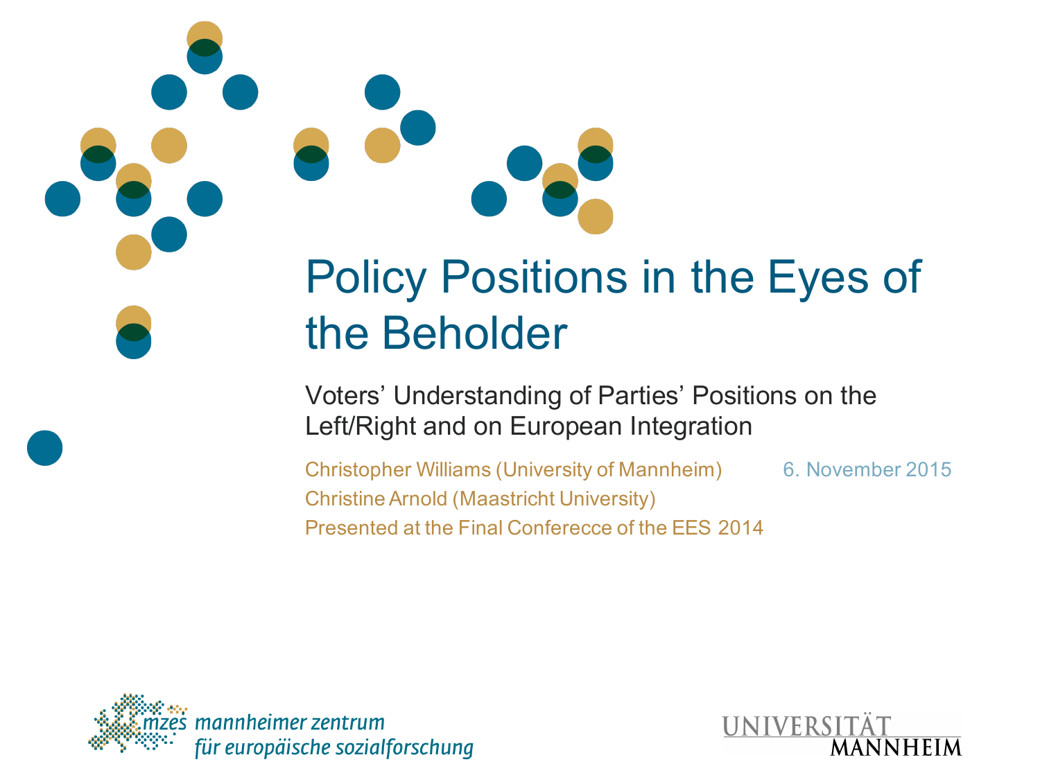# Policy Positions in the Eyes of the Beholder

## Voters' Understanding of Parties' Positions on the Left/Right and on European Integration

Christopher Williams (University of Mannheim)

Christine Arnold (Maastricht University)

Presented at the Final Conferecce of the EES 2014

6. November 2015

mzes mannheimer zentrum für europäische sozialforschung

UNIVERSITÄT MANNHEIM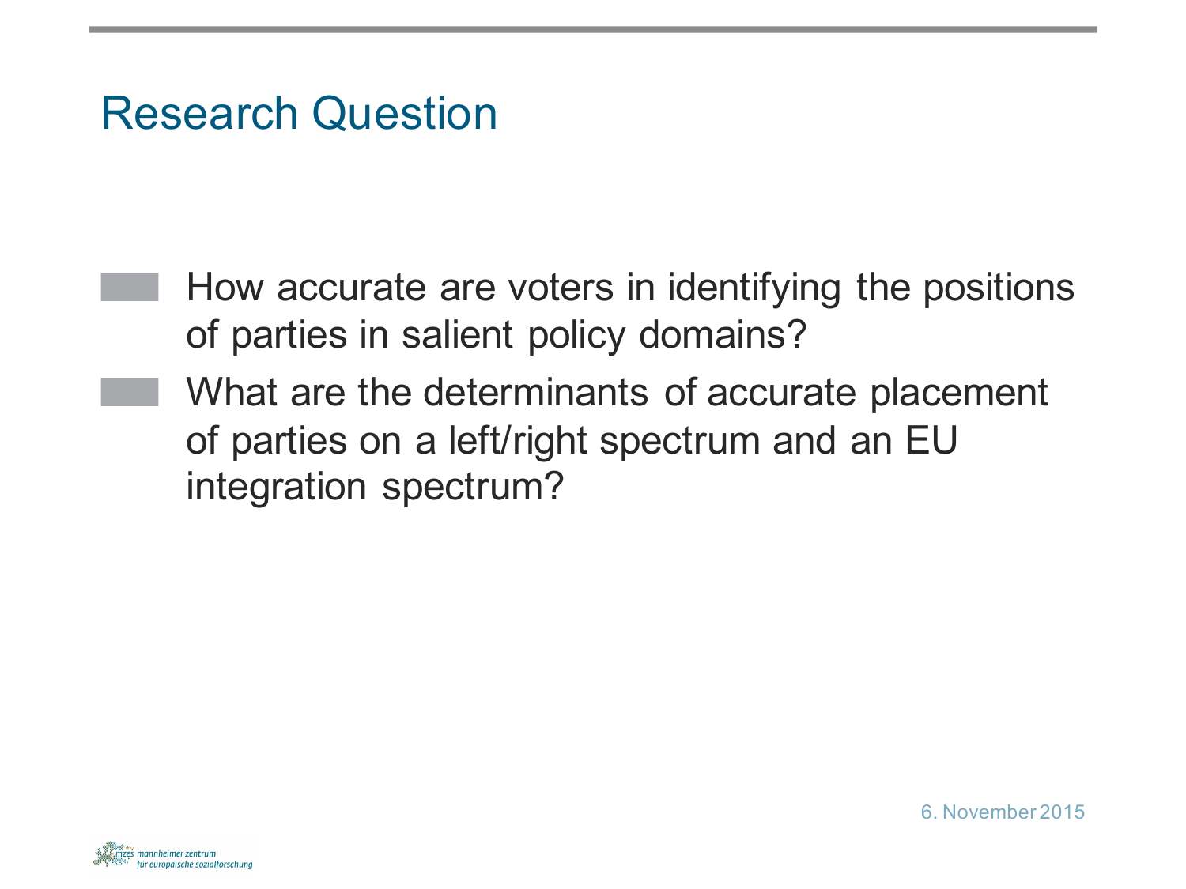## Research Question

- How accurate are voters in identifying the positions of parties in salient policy domains?
- What are the determinants of accurate placement of parties on a left/right spectrum and an EU integration spectrum?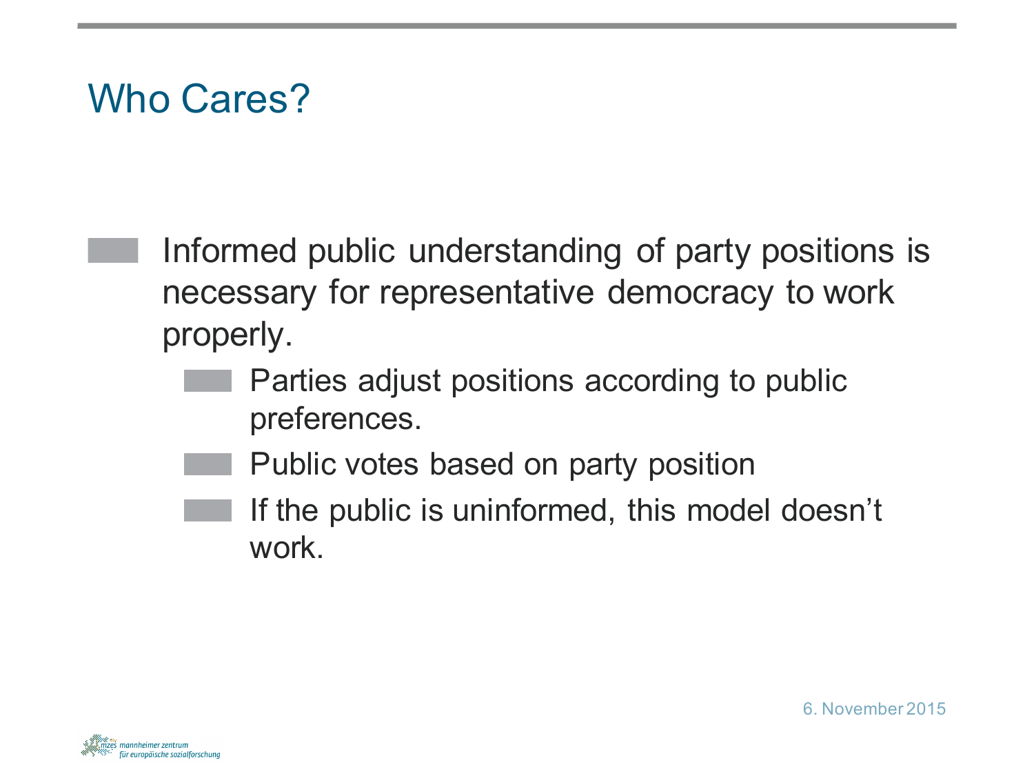# Who Cares?

- Informed public understanding of party positions is necessary for representative democracy to work properly.
  - Parties adjust positions according to public preferences.
  - Public votes based on party position
  - If the public is uninformed, this model doesn't work.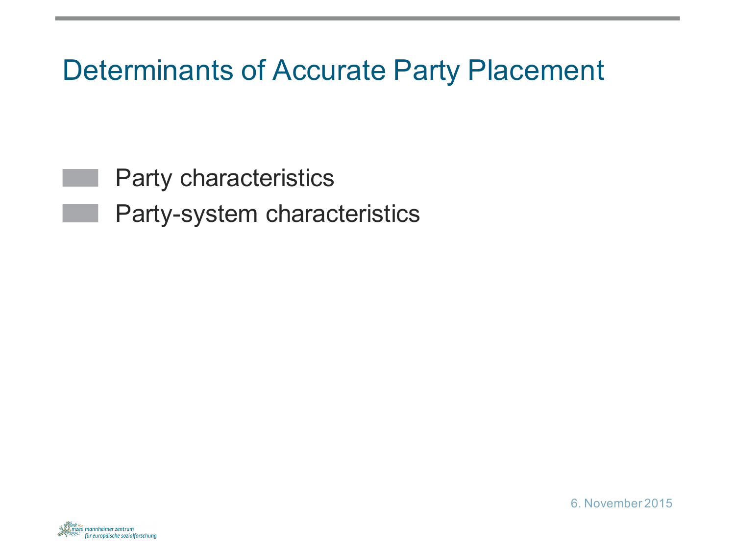# Determinants of Accurate Party Placement

- Party characteristics
- Party-system characteristics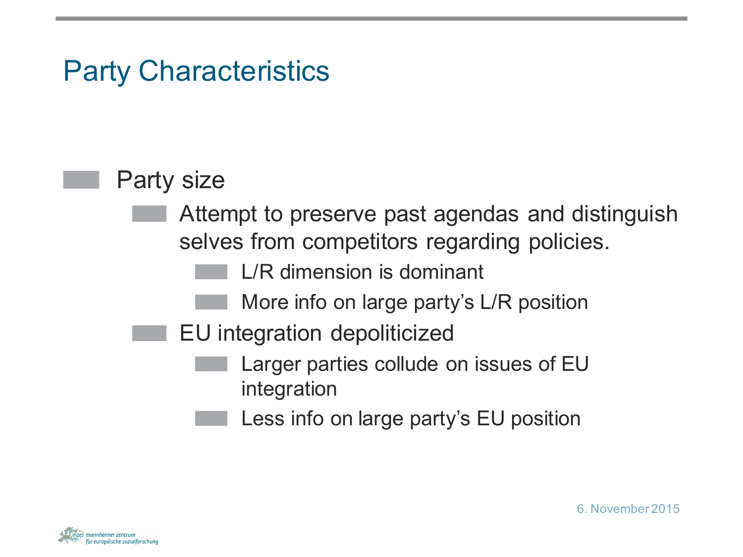# Party Characteristics

- Party size
  - Attempt to preserve past agendas and distinguish selves from competitors regarding policies.
    - L/R dimension is dominant
    - More info on large party's L/R position
  - EU integration depoliticized
    - Larger parties collude on issues of EU integration
    - Less info on large party's EU position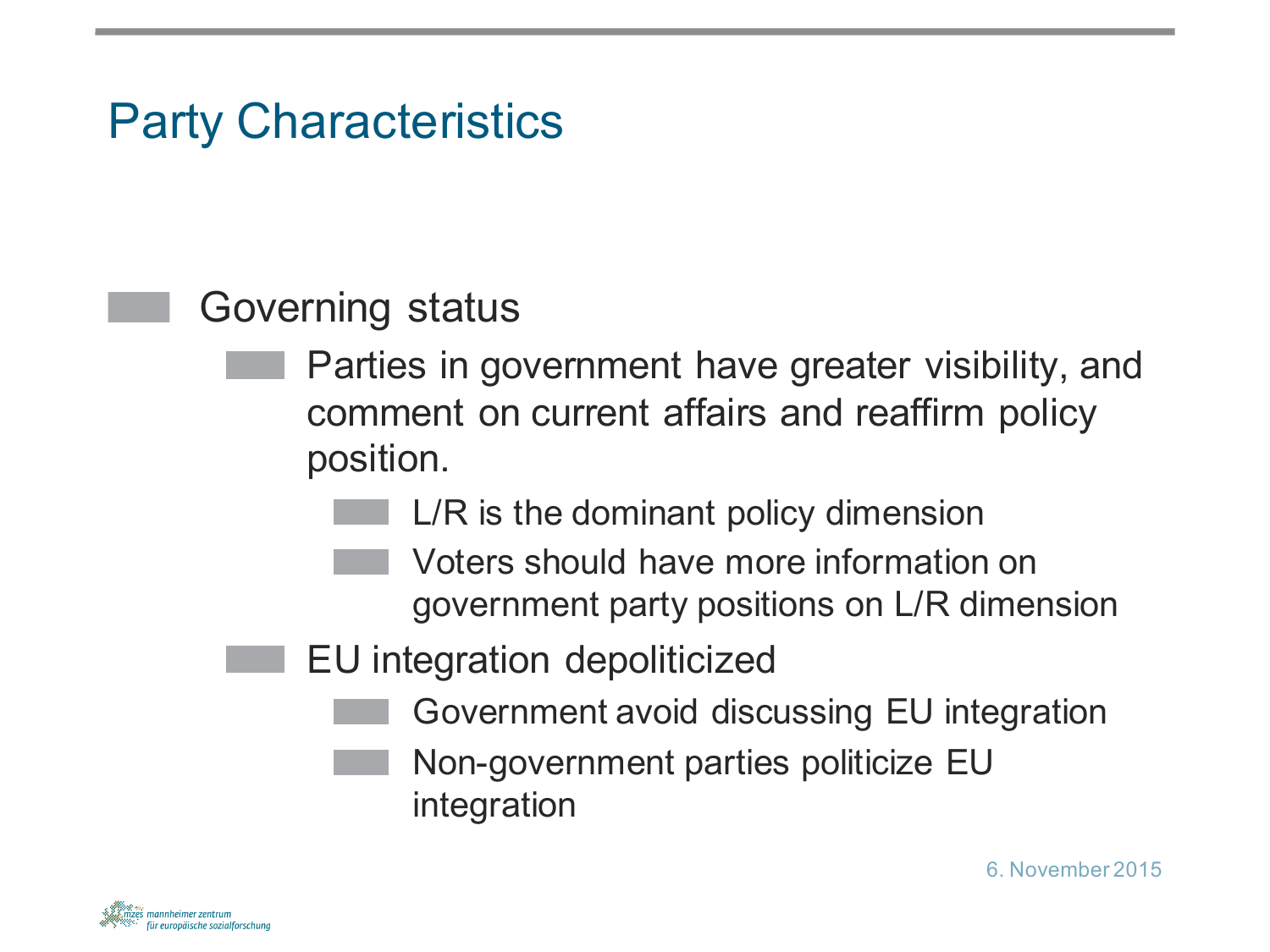# Party Characteristics

- Governing status
  - Parties in government have greater visibility, and comment on current affairs and reaffirm policy position.
    - L/R is the dominant policy dimension
    - Voters should have more information on government party positions on L/R dimension
  - EU integration depoliticized
    - Government avoid discussing EU integration
    - Non-government parties politicize EU integration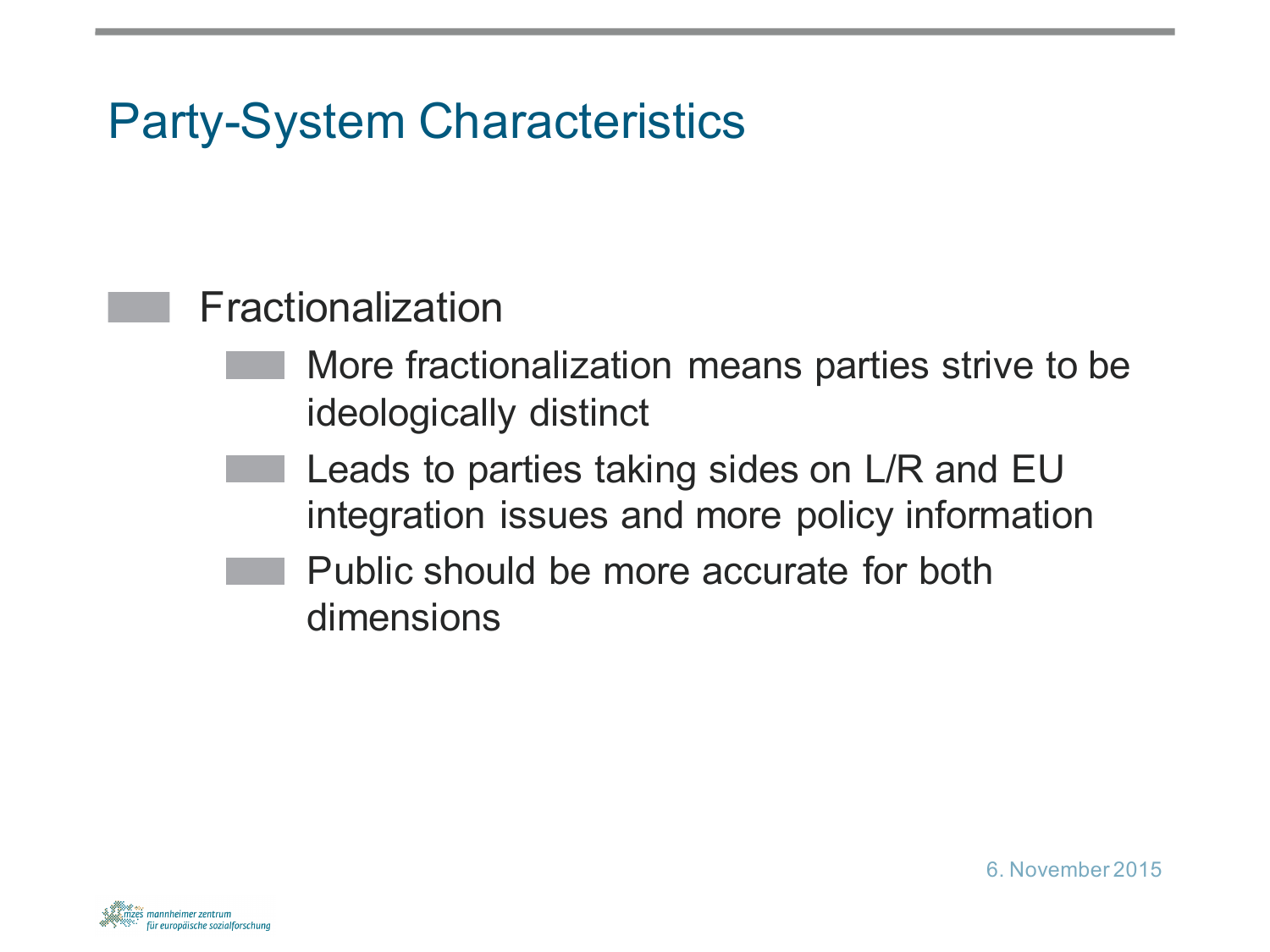# Party-System Characteristics

- Fractionalization
  - More fractionalization means parties strive to be ideologically distinct
  - Leads to parties taking sides on L/R and EU integration issues and more policy information
  - Public should be more accurate for both dimensions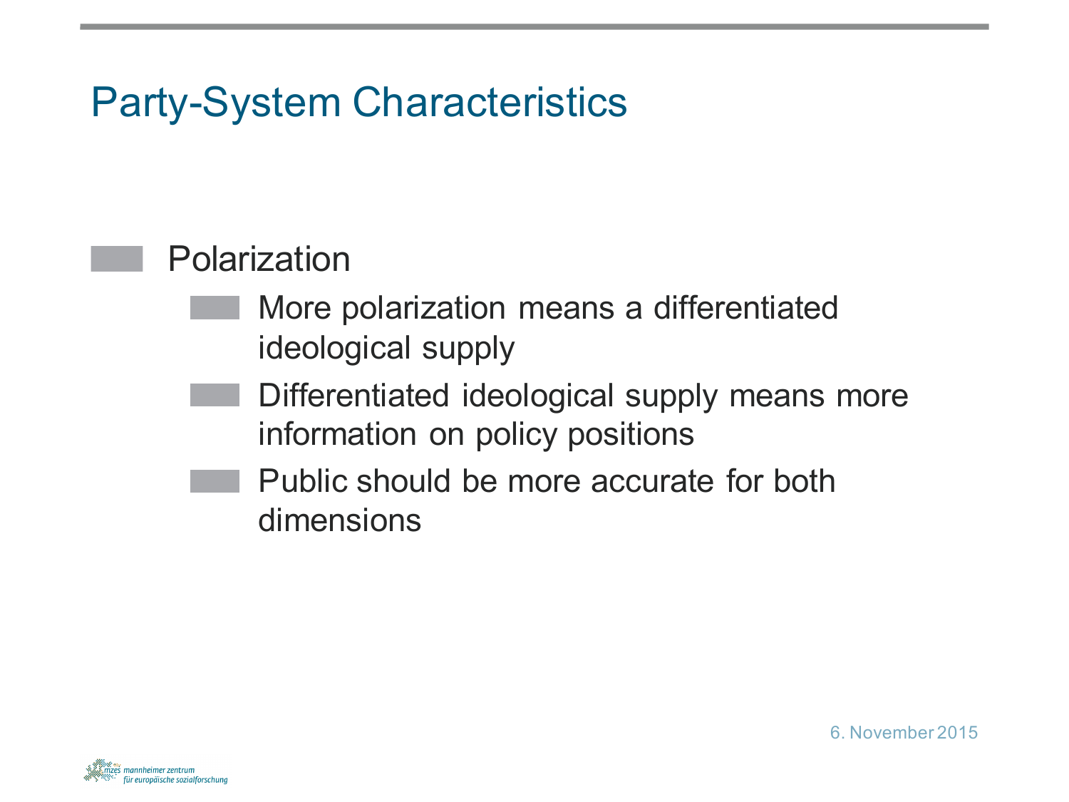# Party-System Characteristics

- Polarization
  - More polarization means a differentiated ideological supply
  - Differentiated ideological supply means more information on policy positions
  - Public should be more accurate for both dimensions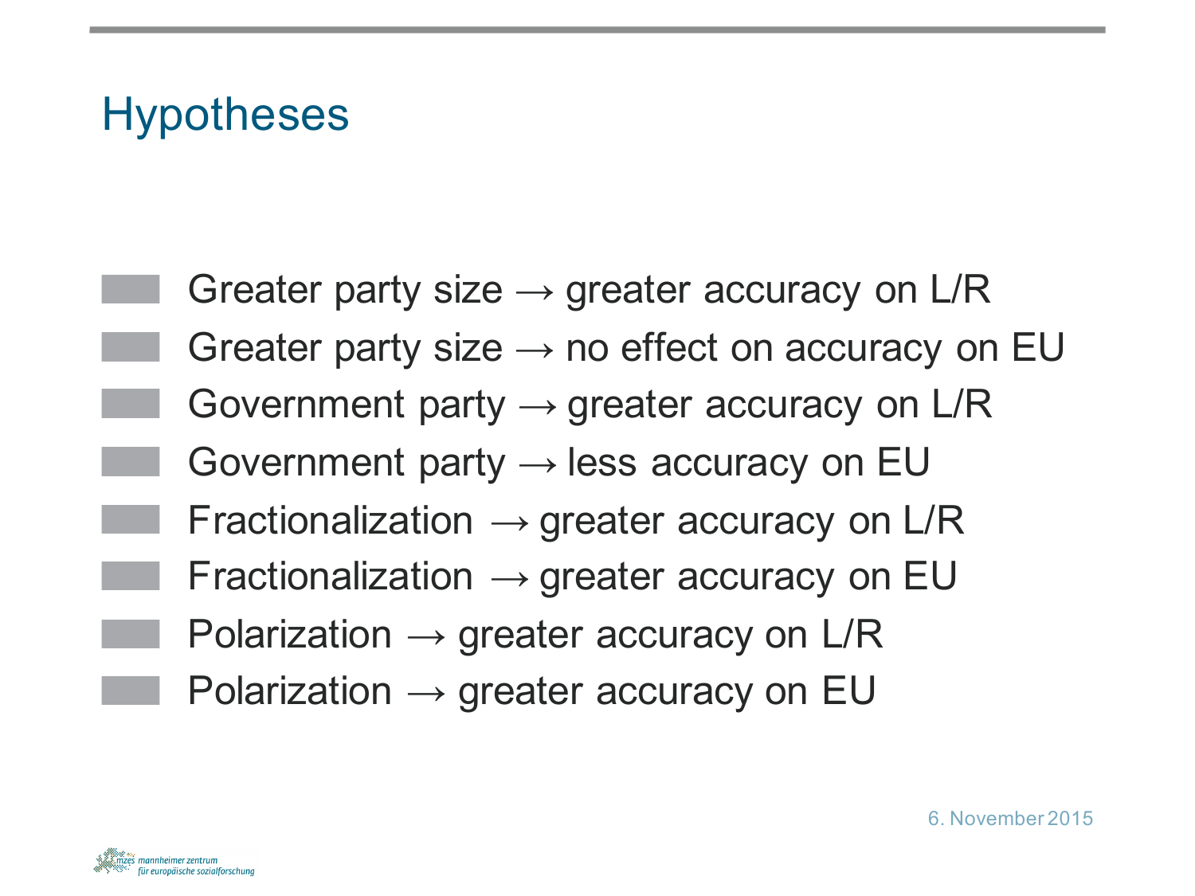# Hypotheses

- Greater party size → greater accuracy on L/R
- Greater party size → no effect on accuracy on EU
- Government party → greater accuracy on L/R
- Government party → less accuracy on EU
- Fractionalization → greater accuracy on L/R
- Fractionalization → greater accuracy on EU
- Polarization → greater accuracy on L/R
- Polarization → greater accuracy on EU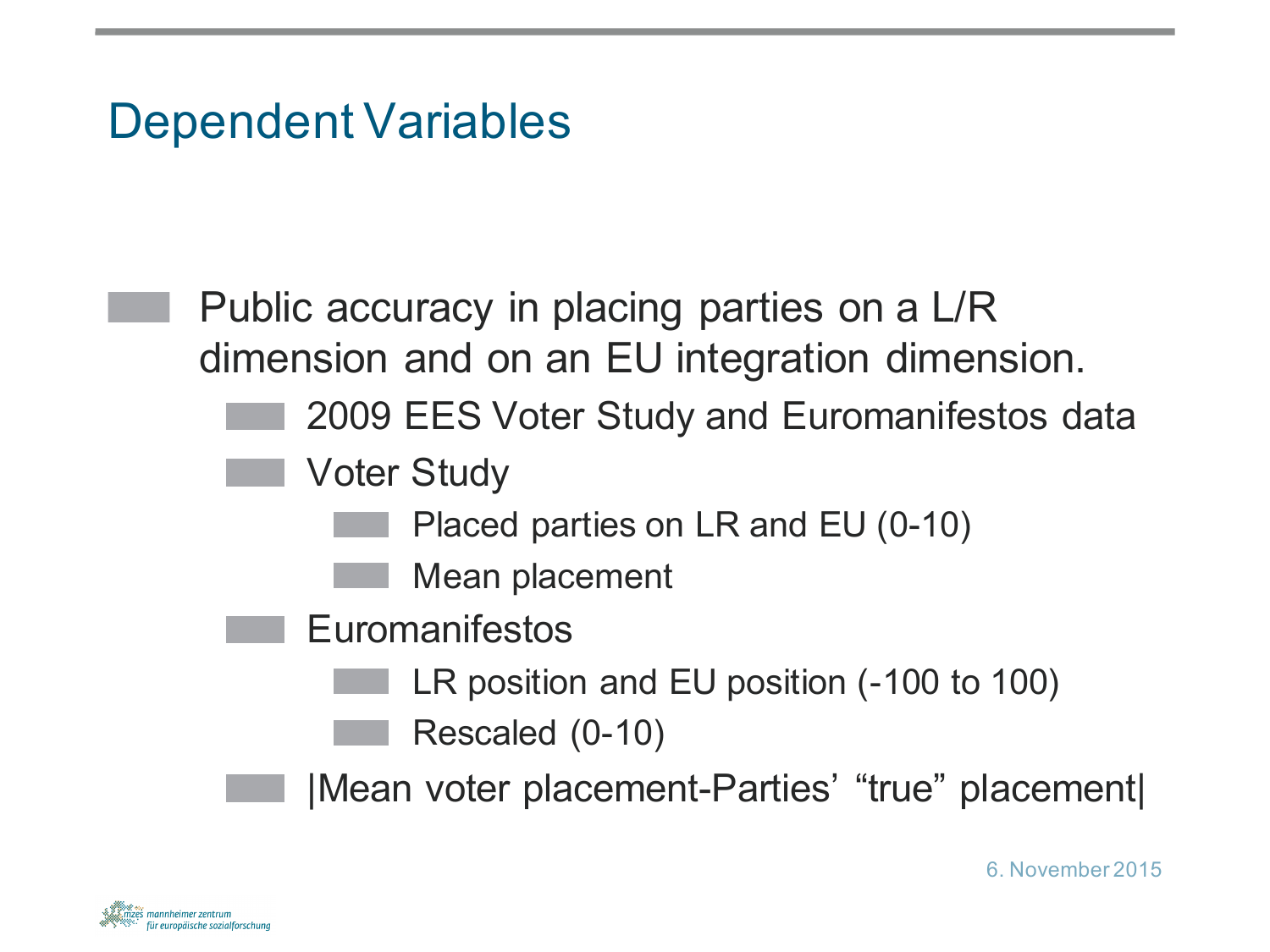# Dependent Variables

- Public accuracy in placing parties on a L/R dimension and on an EU integration dimension.
  - 2009 EES Voter Study and Euromanifestos data
  - Voter Study
    - Placed parties on LR and EU (0-10)
    - Mean placement
  - Euromanifestos
    - LR position and EU position (-100 to 100)
    - Rescaled (0-10)
  - |Mean voter placement-Parties’ “true” placement|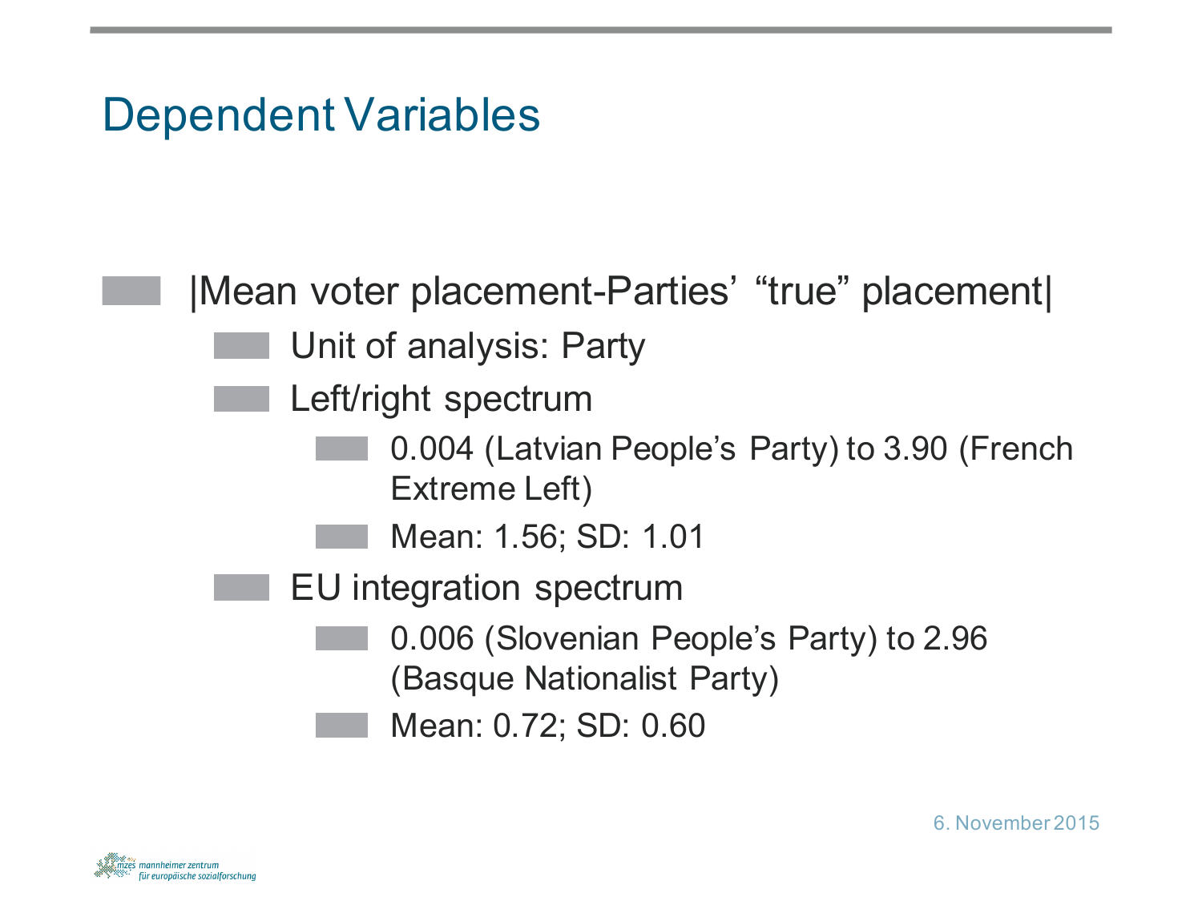# Dependent Variables

- |Mean voter placement-Parties' "true" placement|
  - Unit of analysis: Party
  - Left/right spectrum
    - 0.004 (Latvian People's Party) to 3.90 (French Extreme Left)
    - Mean: 1.56; SD: 1.01
  - EU integration spectrum
    - 0.006 (Slovenian People's Party) to 2.96 (Basque Nationalist Party)
    - Mean: 0.72; SD: 0.60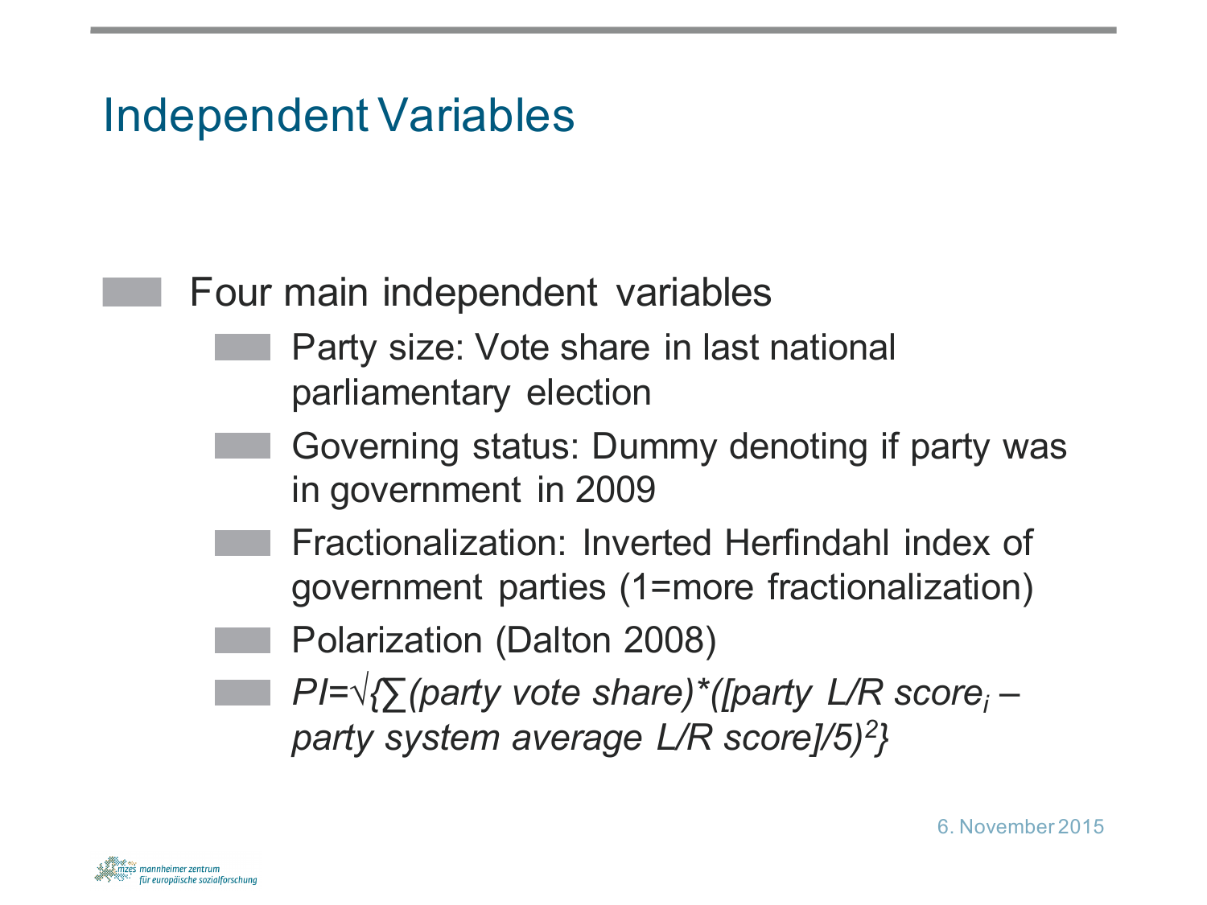# Independent Variables

- Four main independent variables
  - Party size: Vote share in last national parliamentary election
  - Governing status: Dummy denoting if party was in government in 2009
  - Fractionalization: Inverted Herfindahl index of government parties (1=more fractionalization)
  - Polarization (Dalton 2008)
  - $PI=\sqrt{\{\sum(\text{party vote share})*([\text{party L/R score}_i - \text{party system average L/R score}]/5)^2\}}$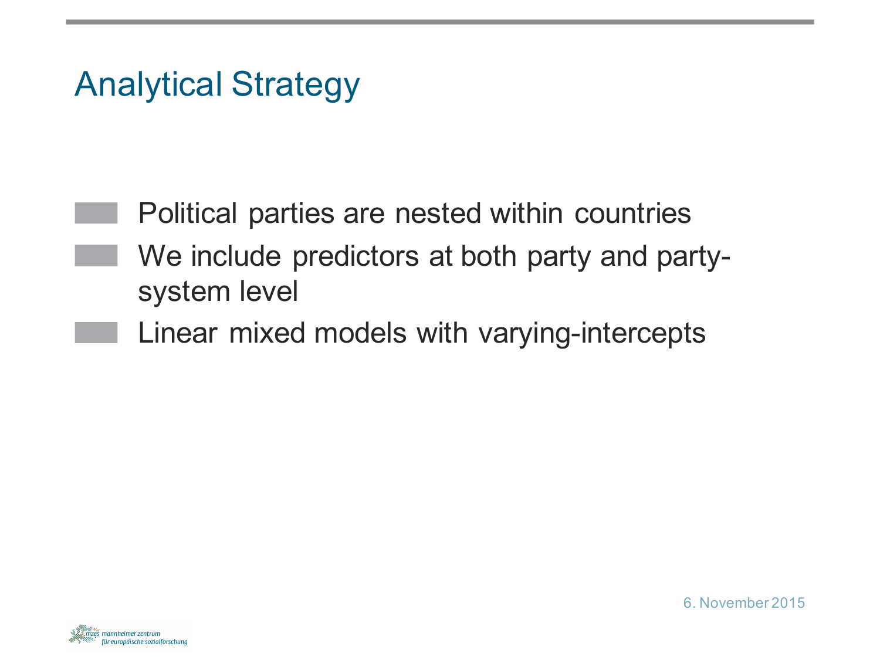# Analytical Strategy

- Political parties are nested within countries
- We include predictors at both party and party-system level
- Linear mixed models with varying-intercepts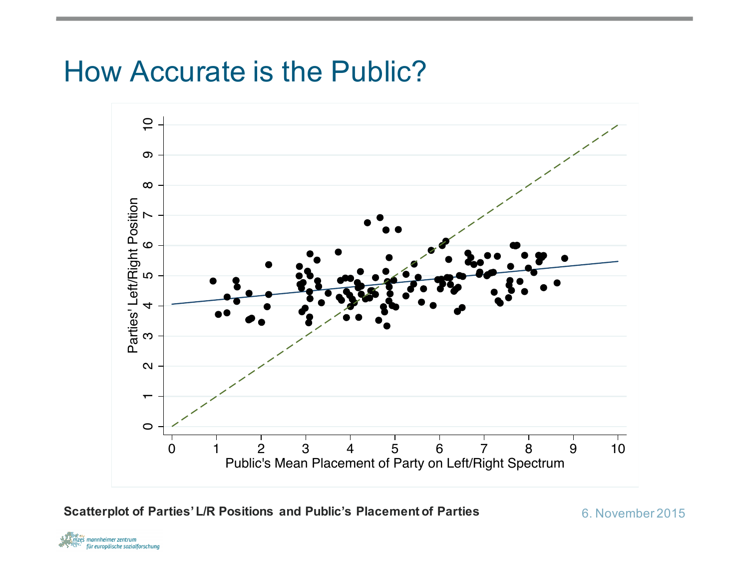# How Accurate is the Public?

**Scatterplot of Parties' L/R Positions and Public's Placement of Parties**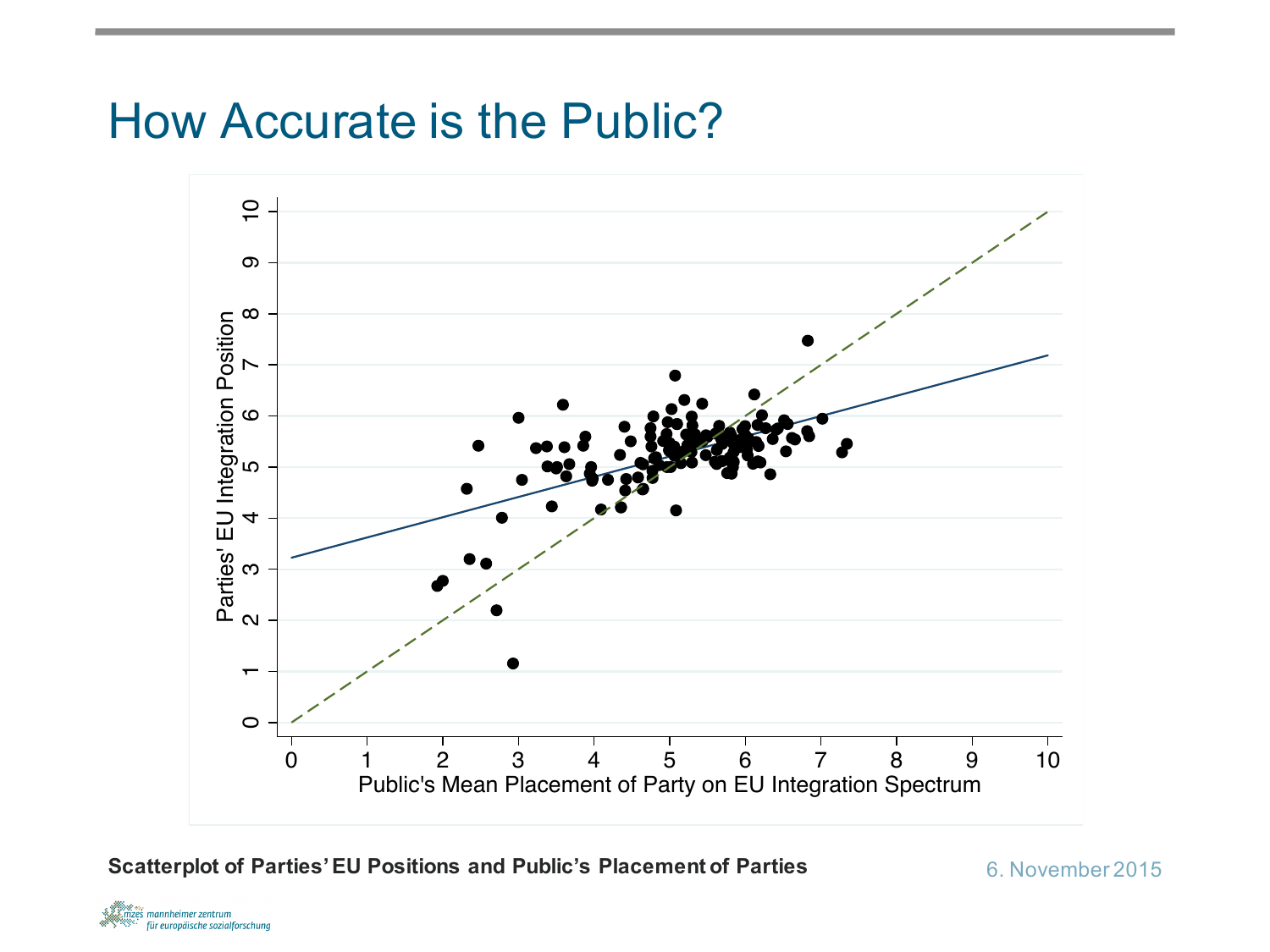# How Accurate is the Public?

Scatterplot of Parties' EU Positions and Public's Placement of Parties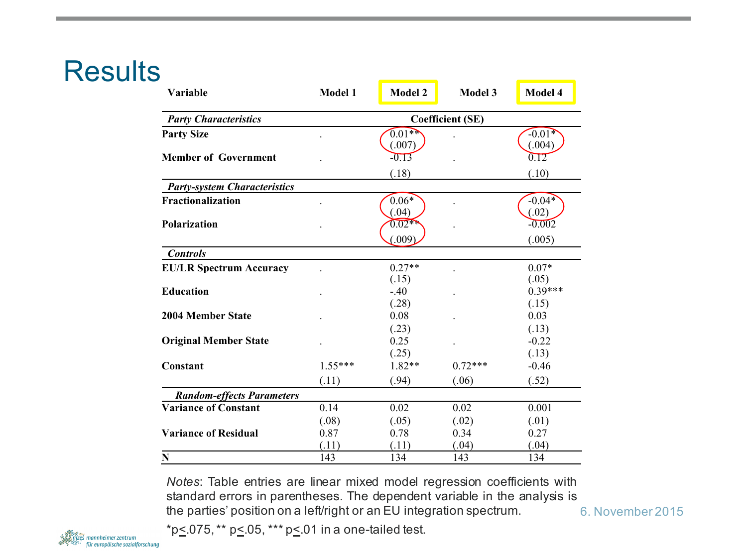# Results

| Variable | Model 1 | Model 2 | Model 3 | Model 4 |
|---|---|---|---|---|
| *Party Characteristics* | | Coefficient (SE) | | |
| **Party Size** | . | 0.01** (.007) | . | -0.01* (.004) |
| **Member of Government** | . | -0.13 (.18) | . | 0.12 (.10) |
| *Party-system Characteristics* | | | | |
| **Fractionalization** | . | 0.06* (.04) | . | -0.04* (.02) |
| **Polarization** | . | 0.02** (.009) | . | -0.002 (.005) |
| *Controls* | | | | |
| **EU/LR Spectrum Accuracy** | . | 0.27** (.15) | . | 0.07* (.05) |
| **Education** | . | -.40 (.28) | . | 0.39*** (.15) |
| **2004 Member State** | . | 0.08 (.23) | . | 0.03 (.13) |
| **Original Member State** | . | 0.25 (.25) | . | -0.22 (.13) |
| **Constant** | 1.55*** (.11) | 1.82** (.94) | 0.72*** (.06) | -0.46 (.52) |
| *Random-effects Parameters* | | | | |
| **Variance of Constant** | 0.14 (.08) | 0.02 (.05) | 0.02 (.02) | 0.001 (.01) |
| **Variance of Residual** | 0.87 (.11) | 0.78 (.11) | 0.34 (.04) | 0.27 (.04) |
| **N** | 143 | 134 | 143 | 134 |

*Notes*: Table entries are linear mixed model regression coefficients with standard errors in parentheses. The dependent variable in the analysis is the parties' position on a left/right or an EU integration spectrum.

*p≤.075, ** p≤.05, *** p≤.01 in a one-tailed test.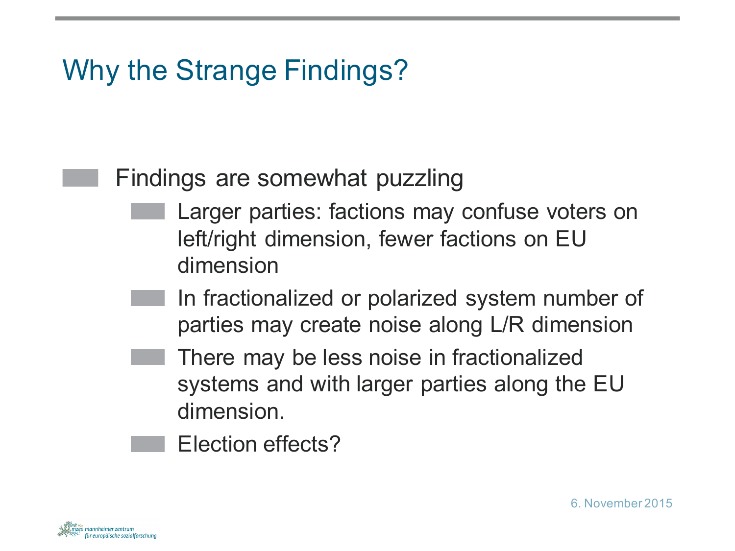# Why the Strange Findings?

- Findings are somewhat puzzling
  - Larger parties: factions may confuse voters on left/right dimension, fewer factions on EU dimension
  - In fractionalized or polarized system number of parties may create noise along L/R dimension
  - There may be less noise in fractionalized systems and with larger parties along the EU dimension.
  - Election effects?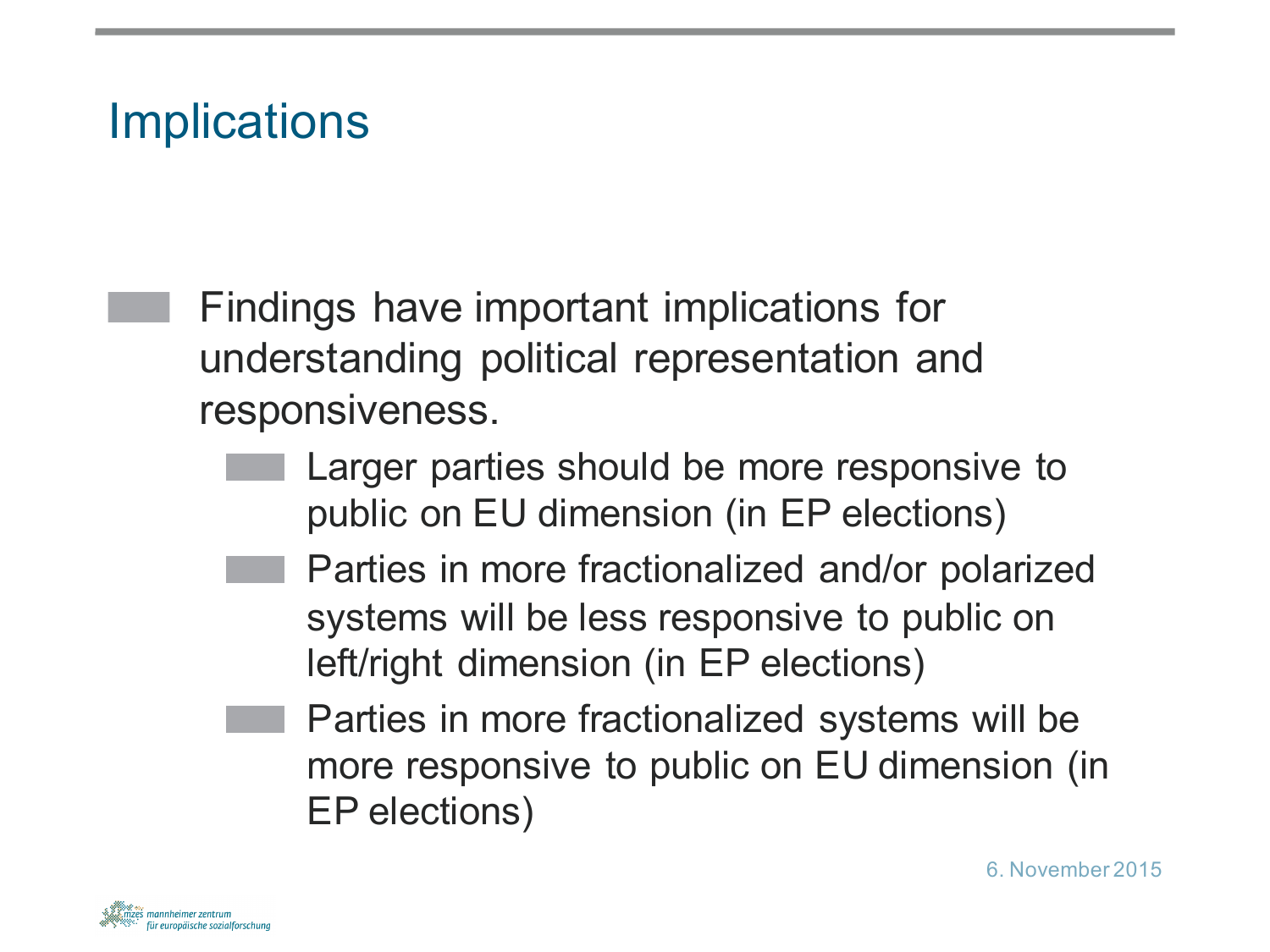# Implications

- Findings have important implications for understanding political representation and responsiveness.
  - Larger parties should be more responsive to public on EU dimension (in EP elections)
  - Parties in more fractionalized and/or polarized systems will be less responsive to public on left/right dimension (in EP elections)
  - Parties in more fractionalized systems will be more responsive to public on EU dimension (in EP elections)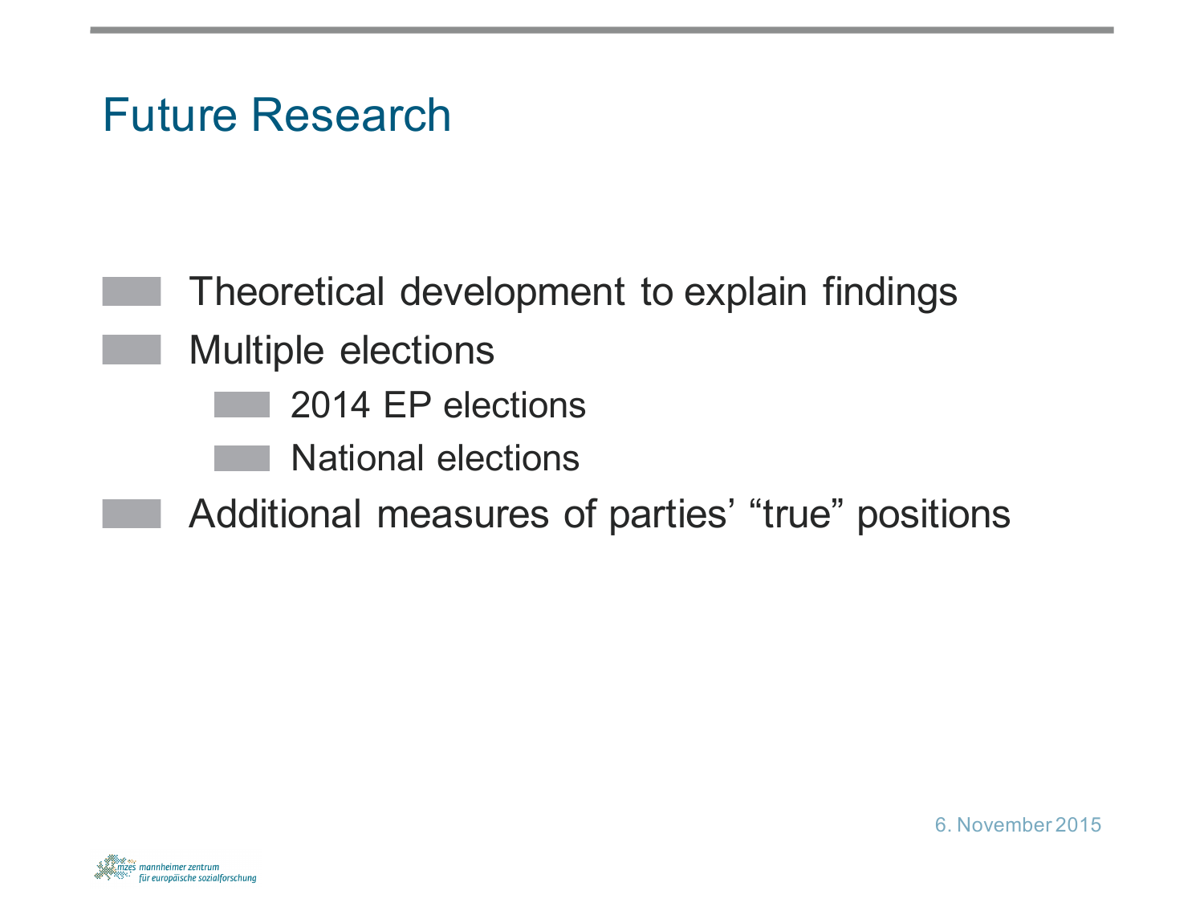# Future Research

- Theoretical development to explain findings
- Multiple elections
  - 2014 EP elections
  - National elections
- Additional measures of parties' "true" positions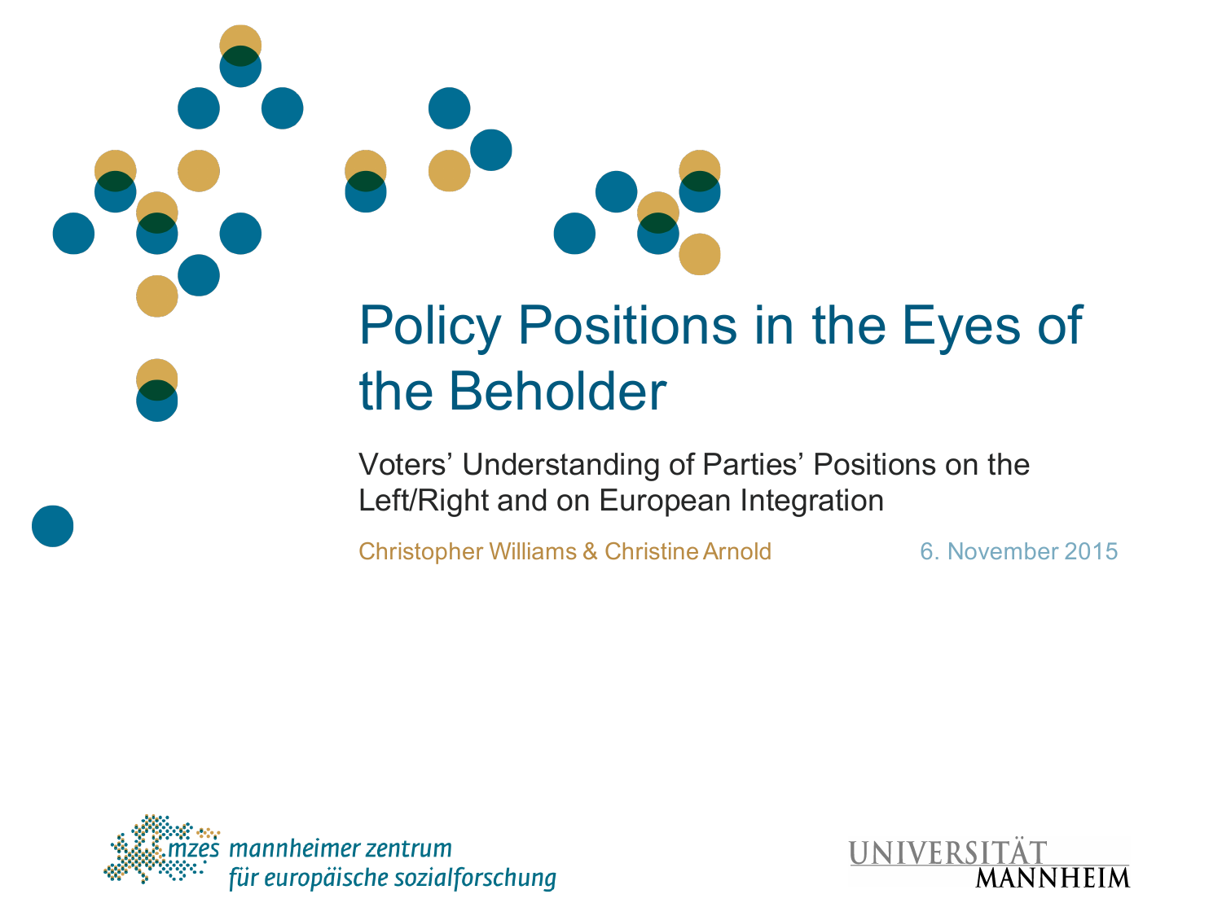# Policy Positions in the Eyes of the Beholder

Voters' Understanding of Parties' Positions on the Left/Right and on European Integration

Christopher Williams & Christine Arnold

6. November 2015

mzes mannheimer zentrum für europäische sozialforschung

UNIVERSITÄT MANNHEIM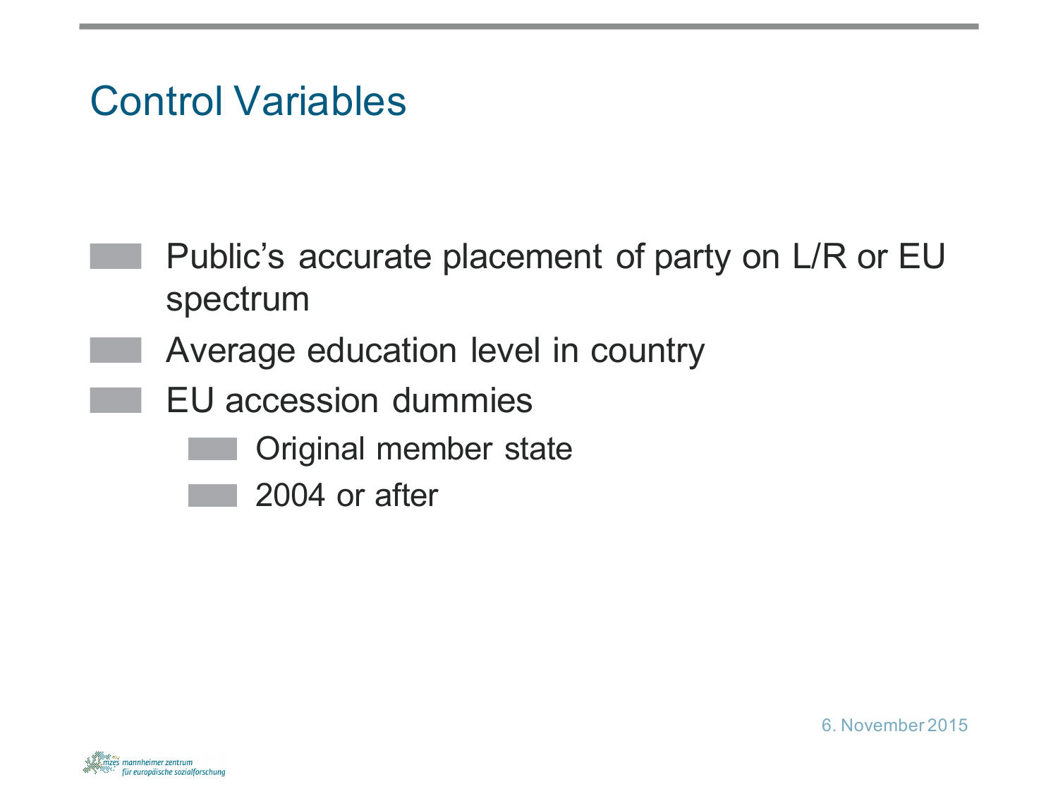# Control Variables

- Public's accurate placement of party on L/R or EU spectrum
- Average education level in country
- EU accession dummies
  - Original member state
  - 2004 or after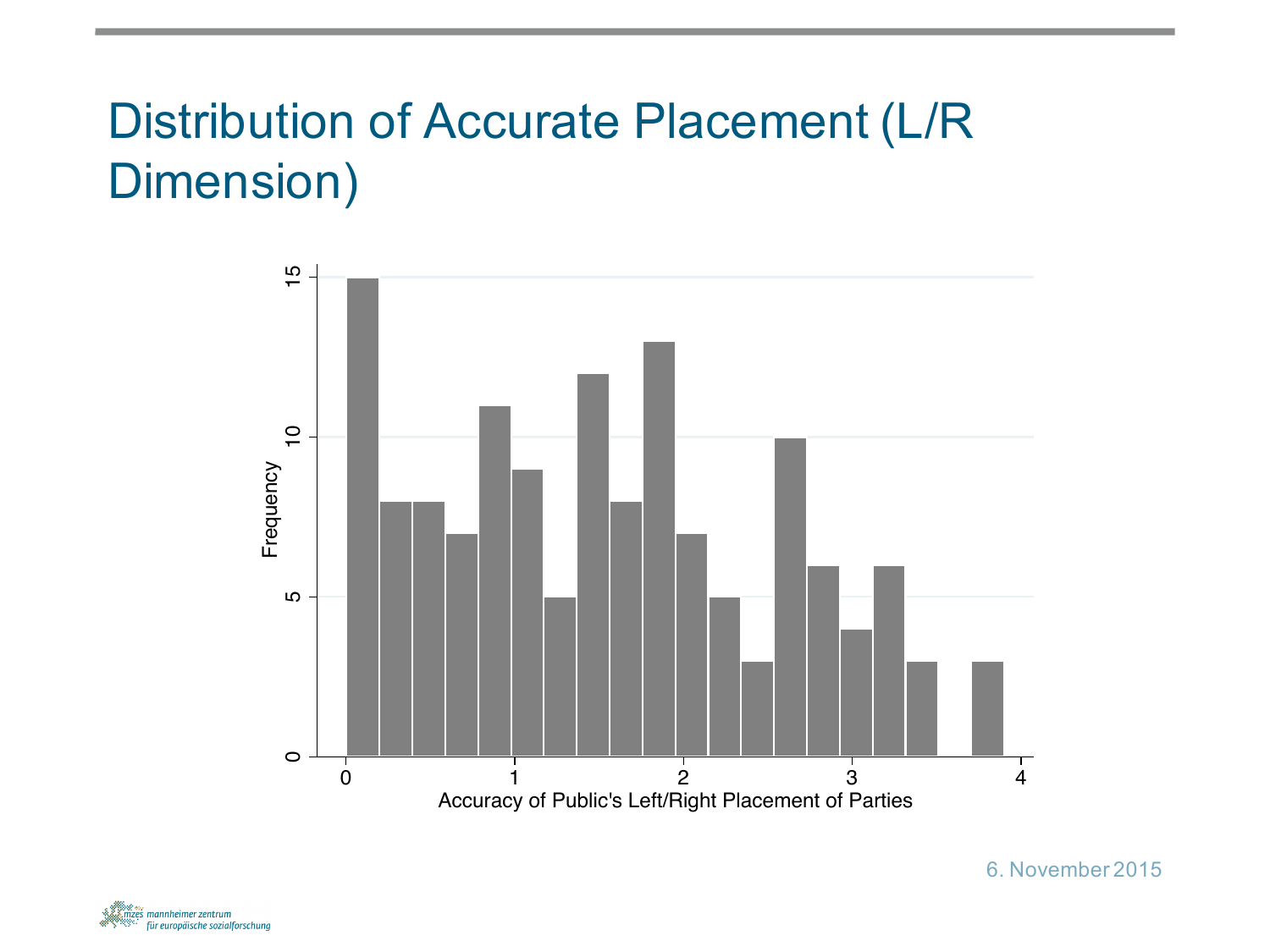# Distribution of Accurate Placement (L/R Dimension)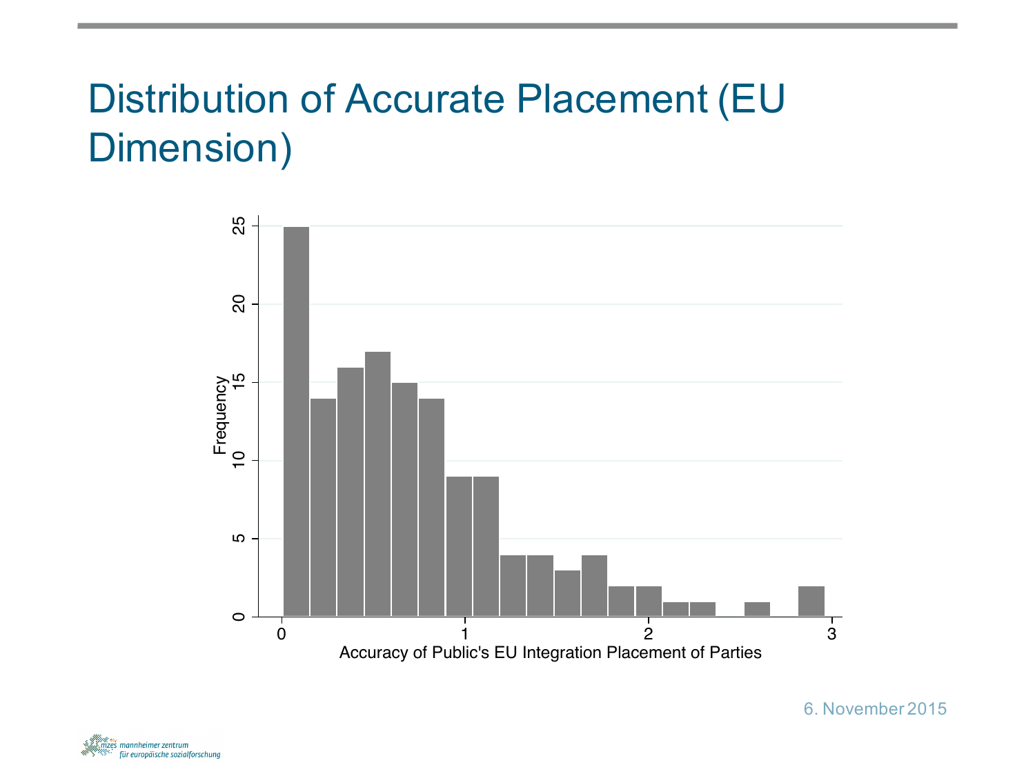# Distribution of Accurate Placement (EU Dimension)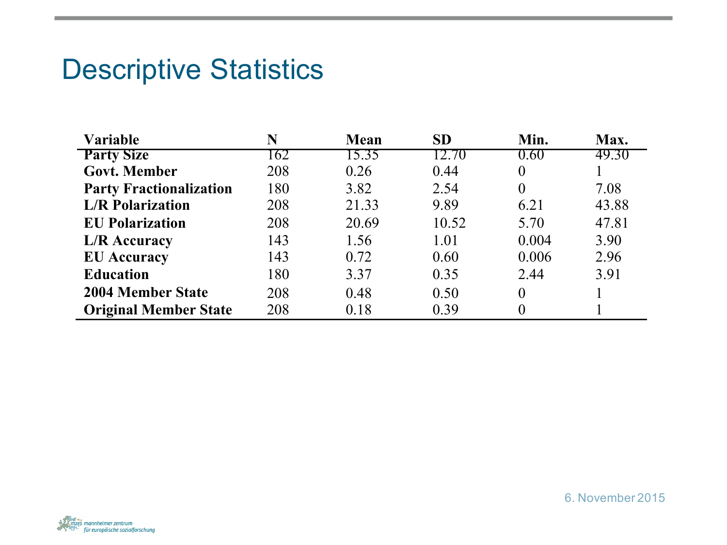# Descriptive Statistics

| Variable | N | Mean | SD | Min. | Max. |
|---|---|---|---|---|---|
| **Party Size** | 162 | 15.35 | 12.70 | 0.60 | 49.30 |
| **Govt. Member** | 208 | 0.26 | 0.44 | 0 | 1 |
| **Party Fractionalization** | 180 | 3.82 | 2.54 | 0 | 7.08 |
| **L/R Polarization** | 208 | 21.33 | 9.89 | 6.21 | 43.88 |
| **EU Polarization** | 208 | 20.69 | 10.52 | 5.70 | 47.81 |
| **L/R Accuracy** | 143 | 1.56 | 1.01 | 0.004 | 3.90 |
| **EU Accuracy** | 143 | 0.72 | 0.60 | 0.006 | 2.96 |
| **Education** | 180 | 3.37 | 0.35 | 2.44 | 3.91 |
| **2004 Member State** | 208 | 0.48 | 0.50 | 0 | 1 |
| **Original Member State** | 208 | 0.18 | 0.39 | 0 | 1 |